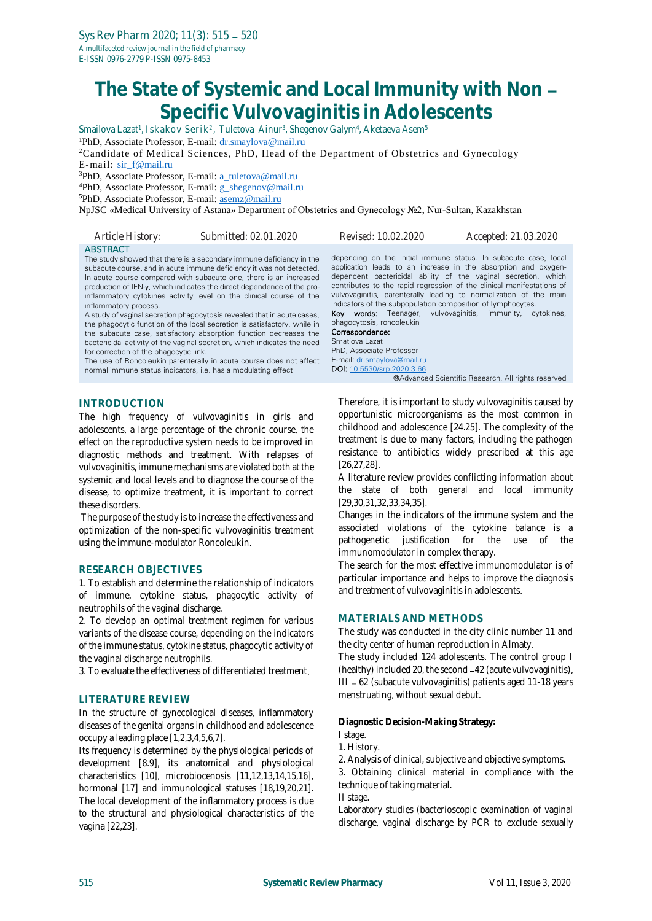# The State of Systemic and Local Immunity with Non – Specific Vulvovaginitis in Adolescents

Smailova Lazat[1], Iskakov Serik[2], Tuletova Ainur[3], Shegenov Galym[4], Aketaeva Asem[5]

[1]PhD, Associate Professor, E-mail: dr.smaylova@mail.ru

[2]Candidate of Medical Sciences, PhD, Head of the Department of Obstetrics and Gynecology E-mail: sir_f@mail.ru

[3]PhD, Associate Professor, E-mail: a_tuletova@mail.ru

[4]PhD, Associate Professor, E-mail: g_shegenov@mail.ru

[5]PhD, Associate Professor, E-mail: asemz@mail.ru

NpJSC «Medical University of Astana» Department of Obstetrics and Gynecology №2, Nur-Sultan, Kazakhstan

Article History: Submitted: 02.01.2020 Revised: 10.02.2020 Accepted: 21.03.2020

## ABSTRACT

The study showed that there is a secondary immune deficiency in the subacute course, and in acute immune deficiency it was not detected. In acute course compared with subacute one, there is an increased production of IFN-γ, which indicates the direct dependence of the pro-inflammatory cytokines activity level on the clinical course of the inflammatory process.

A study of vaginal secretion phagocytosis revealed that in acute cases, the phagocytic function of the local secretion is satisfactory, while in the subacute case, satisfactory absorption function decreases the bactericidal activity of the vaginal secretion, which indicates the need for correction of the phagocytic link.

The use of Roncoleukin parenterally in acute course does not affect normal immune status indicators, i.e. has a modulating effect depending on the initial immune status. In subacute case, local application leads to an increase in the absorption and oxygen-dependent bactericidal ability of the vaginal secretion, which contributes to the rapid regression of the clinical manifestations of vulvovaginitis, parenterally leading to normalization of the main indicators of the subpopulation composition of lymphocytes.

**Key words:** Teenager, vulvovaginitis, immunity, cytokines, phagocytosis, roncoleukin

**Correspondence:**
Smatiova Lazat
PhD, Associate Professor
E-mail: dr.smaylova@mail.ru
DOI: 10.5530/srp.2020.3.66

@Advanced Scientific Research. All rights reserved

## INTRODUCTION

The high frequency of vulvovaginitis in girls and adolescents, a large percentage of the chronic course, the effect on the reproductive system needs to be improved in diagnostic methods and treatment. With relapses of vulvovaginitis, immune mechanisms are violated both at the systemic and local levels and to diagnose the course of the disease, to optimize treatment, it is important to correct these disorders.

The purpose of the study is to increase the effectiveness and optimization of the non-specific vulvovaginitis treatment using the immune-modulator Roncoleukin.

## RESEARCH OBJECTIVES

1. To establish and determine the relationship of indicators of immune, cytokine status, phagocytic activity of neutrophils of the vaginal discharge.
2. To develop an optimal treatment regimen for various variants of the disease course, depending on the indicators of the immune status, cytokine status, phagocytic activity of the vaginal discharge neutrophils.
3. To evaluate the effectiveness of differentiated treatment.

## LITERATURE REVIEW

In the structure of gynecological diseases, inflammatory diseases of the genital organs in childhood and adolescence occupy a leading place [1,2,3,4,5,6,7].

Its frequency is determined by the physiological periods of development [8.9], its anatomical and physiological characteristics [10], microbiocenosis [11,12,13,14,15,16], hormonal [17] and immunological statuses [18,19,20,21]. The local development of the inflammatory process is due to the structural and physiological characteristics of the vagina [22,23].

Therefore, it is important to study vulvovaginitis caused by opportunistic microorganisms as the most common in childhood and adolescence [24.25]. The complexity of the treatment is due to many factors, including the pathogen resistance to antibiotics widely prescribed at this age [26,27,28].

A literature review provides conflicting information about the state of both general and local immunity [29,30,31,32,33,34,35].

Changes in the indicators of the immune system and the associated violations of the cytokine balance is a pathogenetic justification for the use of the immunomodulator in complex therapy.

The search for the most effective immunomodulator is of particular importance and helps to improve the diagnosis and treatment of vulvovaginitis in adolescents.

## MATERIALS AND METHODS

The study was conducted in the city clinic number 11 and the city center of human reproduction in Almaty.

The study included 124 adolescents. The control group I (healthy) included 20, the second – 42 (acute vulvovaginitis), III – 62 (subacute vulvovaginitis) patients aged 11-18 years menstruating, without sexual debut.

**Diagnostic Decision-Making Strategy:**

I stage.

1. History.
2. Analysis of clinical, subjective and objective symptoms.
3. Obtaining clinical material in compliance with the technique of taking material.

II stage.

Laboratory studies (bacterioscopic examination of vaginal discharge, vaginal discharge by PCR to exclude sexually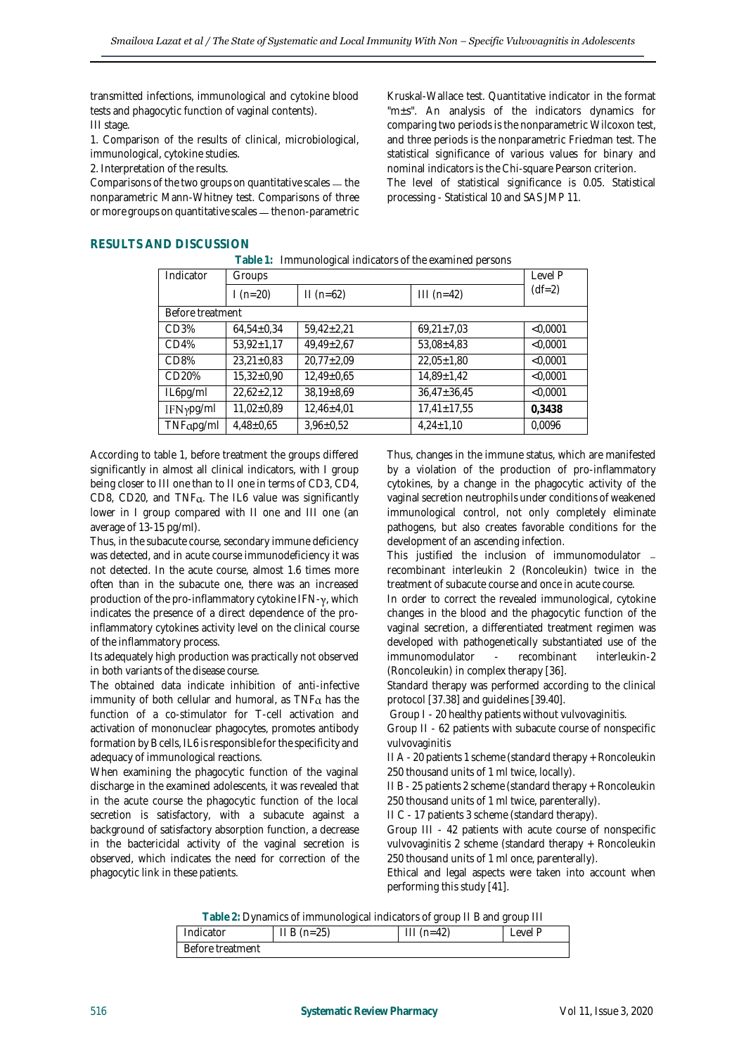transmitted infections, immunological and cytokine blood tests and phagocytic function of vaginal contents).

III stage.

1. Comparison of the results of clinical, microbiological, immunological, cytokine studies.
2. Interpretation of the results.

Comparisons of the two groups on quantitative scales — the nonparametric Mann-Whitney test. Comparisons of three or more groups on quantitative scales — the non-parametric Kruskal-Wallace test. Quantitative indicator in the format "m±s". An analysis of the indicators dynamics for comparing two periods is the nonparametric Wilcoxon test, and three periods is the nonparametric Friedman test. The statistical significance of various values for binary and nominal indicators is the Chi-square Pearson criterion.

The level of statistical significance is 0.05. Statistical processing - Statistical 10 and SAS JMP 11.

## RESULTS AND DISCUSSION

**Table 1:** Immunological indicators of the examined persons

| Indicator | Groups | | | Level P (df=2) |
|---|---|---|---|---|
| | I (n=20) | II (n=62) | III (n=42) | |
| Before treatment | | | | |
| CD3% | 64,54±0,34 | 59,42±2,21 | 69,21±7,03 | <0,0001 |
| CD4% | 53,92±1,17 | 49,49±2,67 | 53,08±4,83 | <0,0001 |
| CD8% | 23,21±0,83 | 20,77±2,09 | 22,05±1,80 | <0,0001 |
| CD20% | 15,32±0,90 | 12,49±0,65 | 14,89±1,42 | <0,0001 |
| IL6pg/ml | 22,62±2,12 | 38,19±8,69 | 36,47±36,45 | <0,0001 |
| IFNγpg/ml | 11,02±0,89 | 12,46±4,01 | 17,41±17,55 | **0,3438** |
| TNFαpg/ml | 4,48±0,65 | 3,96±0,52 | 4,24±1,10 | 0,0096 |

According to table 1, before treatment the groups differed significantly in almost all clinical indicators, with I group being closer to III one than to II one in terms of CD3, CD4, CD8, CD20, and TNFα. The IL6 value was significantly lower in I group compared with II one and III one (an average of 13-15 pg/ml).

Thus, in the subacute course, secondary immune deficiency was detected, and in acute course immunodeficiency it was not detected. In the acute course, almost 1.6 times more often than in the subacute one, there was an increased production of the pro-inflammatory cytokine IFN-γ, which indicates the presence of a direct dependence of the pro-inflammatory cytokines activity level on the clinical course of the inflammatory process.

Its adequately high production was practically not observed in both variants of the disease course.

The obtained data indicate inhibition of anti-infective immunity of both cellular and humoral, as TNFα has the function of a co-stimulator for T-cell activation and activation of mononuclear phagocytes, promotes antibody formation by B cells, IL6 is responsible for the specificity and adequacy of immunological reactions.

When examining the phagocytic function of the vaginal discharge in the examined adolescents, it was revealed that in the acute course the phagocytic function of the local secretion is satisfactory, with a subacute against a background of satisfactory absorption function, a decrease in the bactericidal activity of the vaginal secretion is observed, which indicates the need for correction of the phagocytic link in these patients.

Thus, changes in the immune status, which are manifested by a violation of the production of pro-inflammatory cytokines, by a change in the phagocytic activity of the vaginal secretion neutrophils under conditions of weakened immunological control, not only completely eliminate pathogens, but also creates favorable conditions for the development of an ascending infection.

This justified the inclusion of immunomodulator — recombinant interleukin 2 (Roncoleukin) twice in the treatment of subacute course and once in acute course.

In order to correct the revealed immunological, cytokine changes in the blood and the phagocytic function of the vaginal secretion, a differentiated treatment regimen was developed with pathogenetically substantiated use of the immunomodulator - recombinant interleukin-2 (Roncoleukin) in complex therapy [36].

Standard therapy was performed according to the clinical protocol [37.38] and guidelines [39.40].

Group I - 20 healthy patients without vulvovaginitis.

Group II - 62 patients with subacute course of nonspecific vulvovaginitis

II A - 20 patients 1 scheme (standard therapy + Roncoleukin 250 thousand units of 1 ml twice, locally).

II B - 25 patients 2 scheme (standard therapy + Roncoleukin 250 thousand units of 1 ml twice, parenterally).

II C - 17 patients 3 scheme (standard therapy).

Group III - 42 patients with acute course of nonspecific vulvovaginitis 2 scheme (standard therapy + Roncoleukin 250 thousand units of 1 ml once, parenterally).

Ethical and legal aspects were taken into account when performing this study [41].

**Table 2:** Dynamics of immunological indicators of group II B and group III

| Indicator | II B (n=25) | III (n=42) | Level P |
|---|---|---|---|
| Before treatment | | | |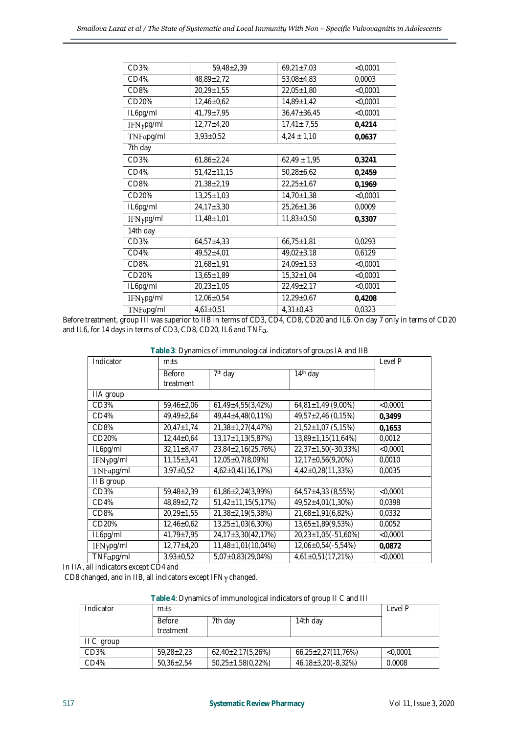| CD3% | 59,48±2,39 | 69,21±7,03 | <0,0001 |
|---|---|---|---|
| CD4% | 48,89±2,72 | 53,08±4,83 | 0,0003 |
| CD8% | 20,29±1,55 | 22,05±1,80 | <0,0001 |
| CD20% | 12,46±0,62 | 14,89±1,42 | <0,0001 |
| IL6pg/ml | 41,79±7,95 | 36,47±36,45 | <0,0001 |
| IFNγpg/ml | 12,77±4,20 | 17,41± 7,55 | **0,4214** |
| TNFαpg/ml | 3,93±0,52 | 4,24 ± 1,10 | **0,0637** |
| 7th day | | | |
| CD3% | 61,86±2,24 | 62,49 ± 1,95 | **0,3241** |
| CD4% | 51,42±11,15 | 50,28±6,62 | **0,2459** |
| CD8% | 21,38±2,19 | 22,25±1,67 | **0,1969** |
| CD20% | 13,25±1,03 | 14,70±1,38 | <0,0001 |
| IL6pg/ml | 24,17±3,30 | 25,26±1,36 | 0,0009 |
| IFNγpg/ml | 11,48±1,01 | 11,83±0,50 | **0,3307** |
| 14th day | | | |
| CD3% | 64,57±4,33 | 66,75±1,81 | 0,0293 |
| CD4% | 49,52±4,01 | 49,02±3,18 | 0,6129 |
| CD8% | 21,68±1,91 | 24,09±1,53 | <0,0001 |
| CD20% | 13,65±1,89 | 15,32±1,04 | <0,0001 |
| IL6pg/ml | 20,23±1,05 | 22,49±2,17 | <0,0001 |
| IFNγpg/ml | 12,06±0,54 | 12,29±0,67 | **0,4208** |
| TNFαpg/ml | 4,61±0,51 | 4,31±0,43 | 0,0323 |

Before treatment, group III was superior to IIB in terms of CD3, CD4, CD8, CD20 and IL6. On day 7 only in terms of CD20 and IL6, for 14 days in terms of CD3, CD8, CD20, IL6 and TNFα.

**Table 3**: Dynamics of immunological indicators of groups IA and IIB

| Indicator | m±s | | | Level P |
|---|---|---|---|---|
| | Before treatment | 7th day | 14th day | |
| IIA group | | | | |
| CD3% | 59,46±2,06 | 61,49±4,55(3,42%) | 64,81±1,49 (9,00%) | <0,0001 |
| CD4% | 49,49±2,64 | 49,44±4,48(0,11%) | 49,57±2,46 (0,15%) | **0,3499** |
| CD8% | 20,47±1,74 | 21,38±1,27(4,47%) | 21,52±1,07 (5,15%) | **0,1653** |
| CD20% | 12,44±0,64 | 13,17±1,13(5,87%) | 13,89±1,15(11,64%) | 0,0012 |
| IL6pg/ml | 32,11±8,47 | 23,84±2,16(25,76%) | 22,37±1,50(-30,33%) | <0,0001 |
| IFNγpg/ml | 11,15±3,41 | 12,05±0,7(8,09%) | 12,17±0,56(9,20%) | 0,0010 |
| TNFαpg/ml | 3,97±0,52 | 4,62±0,41(16,17%) | 4,42±0,28(11,33%) | 0,0035 |
| II B group | | | | |
| CD3% | 59,48±2,39 | 61,86±2,24(3,99%) | 64,57±4,33 (8,55%) | <0,0001 |
| CD4% | 48,89±2,72 | 51,42±11,15(5,17%) | 49,52±4,01(1,30%) | 0,0398 |
| CD8% | 20,29±1,55 | 21,38±2,19(5,38%) | 21,68±1,91(6,82%) | 0,0332 |
| CD20% | 12,46±0,62 | 13,25±1,03(6,30%) | 13,65±1,89(9,53%) | 0,0052 |
| IL6pg/ml | 41,79±7,95 | 24,17±3,30(42,17%) | 20,23±1,05(-51,60%) | <0,0001 |
| IFNγpg/ml | 12,77±4,20 | 11,48±1,01(10,04%) | 12,06±0,54(-5,54%) | **0,0872** |
| TNFαpg/ml | 3,93±0,52 | 5,07±0,83(29,04%) | 4,61±0,51(17,21%) | <0,0001 |

In IIA, all indicators except CD4 and CD8 changed, and in IIB, all indicators except IFNγ changed.

**Table 4**: Dynamics of immunological indicators of group II C and III

| Indicator | m±s | | | Level P |
|---|---|---|---|---|
| | Before treatment | 7th day | 14th day | |
| II C group | | | | |
| CD3% | 59,28±2,23 | 62,40±2,17(5,26%) | 66,25±2,27(11,76%) | <0,0001 |
| CD4% | 50,36±2,54 | 50,25±1,58(0,22%) | 46,18±3,20(-8,32%) | 0,0008 |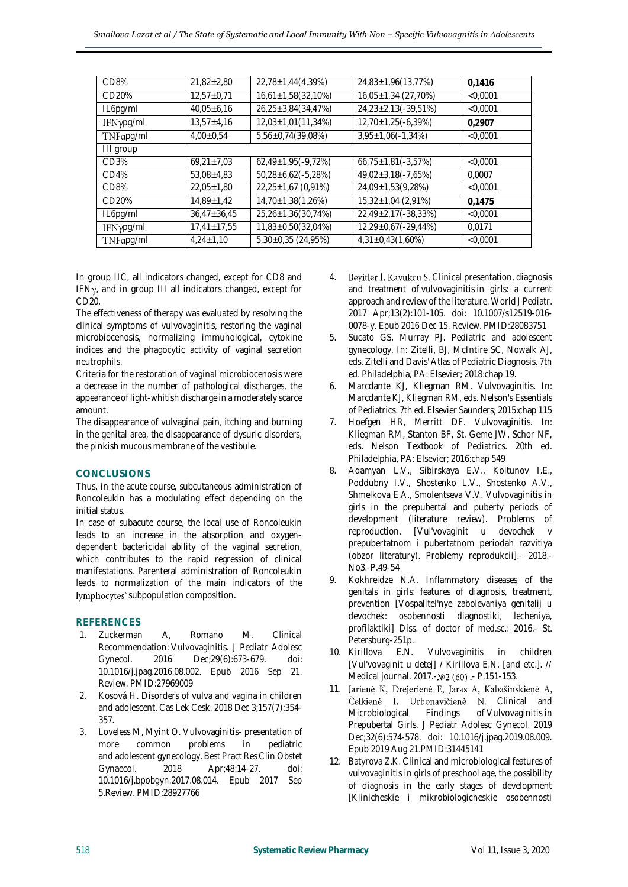| | | | | |
|---|---|---|---|---|
| CD8% | 21,82±2,80 | 22,78±1,44(4,39%) | 24,83±1,96(13,77%) | **0,1416** |
| CD20% | 12,57±0,71 | 16,61±1,58(32,10%) | 16,05±1,34 (27,70%) | <0,0001 |
| IL6pg/ml | 40,05±6,16 | 26,25±3,84(34,47%) | 24,23±2,13(-39,51%) | <0,0001 |
| IFNγpg/ml | 13,57±4,16 | 12,03±1,01(11,34%) | 12,70±1,25(-6,39%) | **0,2907** |
| TNFαpg/ml | 4,00±0,54 | 5,56±0,74(39,08%) | 3,95±1,06(-1,34%) | <0,0001 |
| III group | | | | |
| CD3% | 69,21±7,03 | 62,49±1,95(-9,72%) | 66,75±1,81(-3,57%) | <0,0001 |
| CD4% | 53,08±4,83 | 50,28±6,62(-5,28%) | 49,02±3,18(-7,65%) | 0,0007 |
| CD8% | 22,05±1,80 | 22,25±1,67 (0,91%) | 24,09±1,53(9,28%) | <0,0001 |
| CD20% | 14,89±1,42 | 14,70±1,38(1,26%) | 15,32±1,04 (2,91%) | **0,1475** |
| IL6pg/ml | 36,47±36,45 | 25,26±1,36(30,74%) | 22,49±2,17(-38,33%) | <0,0001 |
| IFNγpg/ml | 17,41±17,55 | 11,83±0,50(32,04%) | 12,29±0,67(-29,44%) | 0,0171 |
| TNFαpg/ml | 4,24±1,10 | 5,30±0,35 (24,95%) | 4,31±0,43(1,60%) | <0,0001 |

In group IIC, all indicators changed, except for CD8 and IFNγ, and in group III all indicators changed, except for CD20.

The effectiveness of therapy was evaluated by resolving the clinical symptoms of vulvovaginitis, restoring the vaginal microbiocenosis, normalizing immunological, cytokine indices and the phagocytic activity of vaginal secretion neutrophils.

Criteria for the restoration of vaginal microbiocenosis were a decrease in the number of pathological discharges, the appearance of light-whitish discharge in a moderately scarce amount.

The disappearance of vulvagінal pain, itching and burning in the genital area, the disappearance of dysuric disorders, the pinkish mucous membrane of the vestibule.

## CONCLUSIONS

Thus, in the acute course, subcutaneous administration of Roncoleukin has a modulating effect depending on the initial status.

In case of subacute course, the local use of Roncoleukin leads to an increase in the absorption and oxygen-dependent bactericidal ability of the vaginal secretion, which contributes to the rapid regression of clinical manifestations. Parenteral administration of Roncoleukin leads to normalization of the main indicators of the lymphocytes' subpopulation composition.

## REFERENCES

1. Zuckerman A, Romano M. Clinical Recommendation: Vulvovaginitis. J Pediatr Adolesc Gynecol. 2016 Dec;29(6):673-679. doi: 10.1016/j.jpag.2016.08.002. Epub 2016 Sep 21. Review. PMID:27969009
2. Kosová H. Disorders of vulva and vagina in children and adolescent. Cas Lek Cesk. 2018 Dec 3;157(7):354-357.
3. Loveless M, Myint O. Vulvovaginitis- presentation of more common problems in pediatric and adolescent gynecology. Best Pract Res Clin Obstet Gynaecol. 2018 Apr;48:14-27. doi: 10.1016/j.bpobgyn.2017.08.014. Epub 2017 Sep 5.Review. PMID:28927766
4. Beyitler İ, Kavukcu S. Clinical presentation, diagnosis and treatment of vulvovaginitis in girls: a current approach and review of the literature. World J Pediatr. 2017 Apr;13(2):101-105. doi: 10.1007/s12519-016-0078-y. Epub 2016 Dec 15. Review. PMID:28083751
5. Sucato GS, Murray PJ. Pediatric and adolescent gynecology. In: Zitelli, BJ, McIntire SC, Nowalk AJ, eds. Zitelli and Davis' Atlas of Pediatric Diagnosis. 7th ed. Philadelphia, PA: Elsevier; 2018:chap 19.
6. Marcdante KJ, Kliegman RM. Vulvovaginitis. In: Marcdante KJ, Kliegman RM, eds. Nelson's Essentials of Pediatrics. 7th ed. Elsevier Saunders; 2015:chap 115
7. Hoefgen HR, Merritt DF. Vulvovaginitis. In: Kliegman RM, Stanton BF, St. Geme JW, Schor NF, eds. Nelson Textbook of Pediatrics. 20th ed. Philadelphia, PA: Elsevier; 2016:chap 549
8. Adamyan L.V., Sibirskaya E.V., Koltunov I.E., Poddubny I.V., Shostenko L.V., Shostenko A.V., Shmelkova E.A., Smolentseva V.V. Vulvovaginitis in girls in the prepubertal and puberty periods of development (literature review). Problems of reproduction. [Vul'vovaginit u devochek v prepubertatnom i pubertatnom periodah razvitiya (obzor literatury). Problemy reprodukcii].- 2018.- No3.-P.49-54
9. Kokhreidze N.A. Inflammatory diseases of the genitals in girls: features of diagnosis, treatment, prevention [Vospalitel'nye zabolevaniya genitalij u devochek: osobennosti diagnostiki, lecheniya, profilaktiki] Diss. of doctor of med.sc.: 2016.- St. Petersburg-251p.
10. Kirillova E.N. Vulvovaginitis in children [Vul'vovaginit u detej] / Kirillova E.N. [and etc.]. // Medical journal. 2017.-№2 (60) .- P.151-153.
11. Jarienė K, Drejerienė E, Jaras A, Kabašinskienė A, Čelkienė I, Urbonavičienė N. Clinical and Microbiological Findings of Vulvovaginitis in Prepubertal Girls. J Pediatr Adolesc Gynecol. 2019 Dec;32(6):574-578. doi: 10.1016/j.jpag.2019.08.009. Epub 2019 Aug 21.PMID:31445141
12. Batyrova Z.K. Clinical and microbiological features of vulvovaginitis in girls of preschool age, the possibility of diagnosis in the early stages of development [Klinicheskie i mikrobiologicheskie osobennosti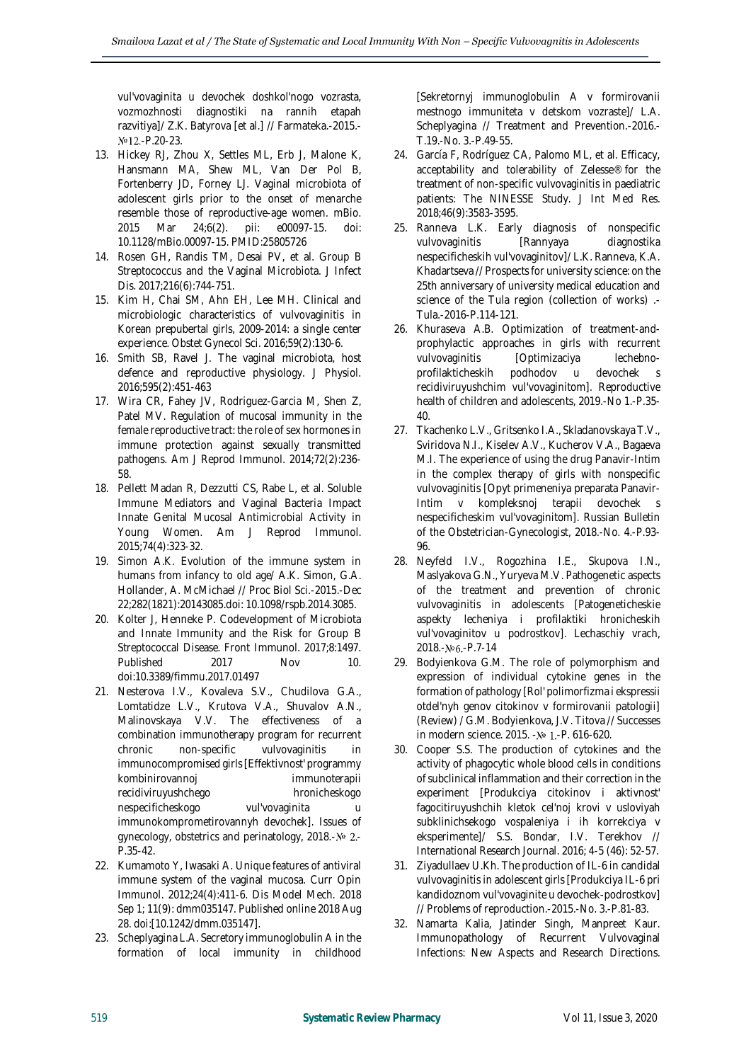vul'vovaginita u devochek doshkol'nogo vozrasta, vozmozhnosti diagnostiki na rannih etapah razvitiya]/ Z.K. Batyrova [et al.] // Farmateka.-2015.-№12.-P.20-23.

13. Hickey RJ, Zhou X, Settles ML, Erb J, Malone K, Hansmann MA, Shew ML, Van Der Pol B, Fortenberry JD, Forney LJ. Vaginal microbiota of adolescent girls prior to the onset of menarche resemble those of reproductive-age women. mBio. 2015 Mar 24;6(2). pii: e00097-15. doi: 10.1128/mBio.00097-15. PMID:25805726
14. Rosen GH, Randis TM, Desai PV, et al. Group B Streptococcus and the Vaginal Microbiota. J Infect Dis. 2017;216(6):744-751.
15. Kim H, Chai SM, Ahn EH, Lee MH. Clinical and microbiologic characteristics of vulvovaginitis in Korean prepubertal girls, 2009-2014: a single center experience. Obstet Gynecol Sci. 2016;59(2):130-6.
16. Smith SB, Ravel J. The vaginal microbiota, host defence and reproductive physiology. J Physiol. 2016;595(2):451-463
17. Wira CR, Fahey JV, Rodriguez-Garcia M, Shen Z, Patel MV. Regulation of mucosal immunity in the female reproductive tract: the role of sex hormones in immune protection against sexually transmitted pathogens. Am J Reprod Immunol. 2014;72(2):236-58.
18. Pellett Madan R, Dezzutti CS, Rabe L, et al. Soluble Immune Mediators and Vaginal Bacteria Impact Innate Genital Mucosal Antimicrobial Activity in Young Women. Am J Reprod Immunol. 2015;74(4):323-32.
19. Simon A.K. Evolution of the immune system in humans from infancy to old age/ A.K. Simon, G.A. Hollander, A. McMichael // Proc Biol Sci.-2015.-Dec 22;282(1821):20143085.doi: 10.1098/rspb.2014.3085.
20. Kolter J, Henneke P. Codevelopment of Microbiota and Innate Immunity and the Risk for Group B Streptococcal Disease. Front Immunol. 2017;8:1497. Published 2017 Nov 10. doi:10.3389/fimmu.2017.01497
21. Nesterova I.V., Kovaleva S.V., Chudilova G.A., Lomtatidze L.V., Krutova V.A., Shuvalov A.N., Malinovskaya V.V. The effectiveness of a combination immunotherapy program for recurrent chronic non-specific vulvovaginitis in immunocompromised girls [Effektivnost' programmy kombinirovannoj immunoterapii recidiviruyushchego hronicheskogo nespecificheskogo vul'vovaginita u immunokomprometirovannyh devochek]. Issues of gynecology, obstetrics and perinatology, 2018.-№ 2.-P.35-42.
22. Kumamoto Y, Iwasaki A. Unique features of antiviral immune system of the vaginal mucosa. Curr Opin Immunol. 2012;24(4):411-6. Dis Model Mech. 2018 Sep 1; 11(9): dmm035147. Published online 2018 Aug 28. doi:[10.1242/dmm.035147].
23. Scheplyagina L.A. Secretory immunoglobulin A in the formation of local immunity in childhood [Sekretornyj immunoglobulin A v formirovanii mestnogo immuniteta v detskom vozraste]/ L.A. Scheplyagina // Treatment and Prevention.-2016.-T.19.-No. 3.-P.49-55.
24. García F, Rodríguez CA, Palomo ML, et al. Efficacy, acceptability and tolerability of Zelesse® for the treatment of non-specific vulvovaginitis in paediatric patients: The NINESSE Study. J Int Med Res. 2018;46(9):3583-3595.
25. Ranneva L.K. Early diagnosis of nonspecific vulvovaginitis [Rannyaya diagnostika nespecificheskih vul'vovaginitov]/ L.K. Ranneva, K.A. Khadartseva // Prospects for university science: on the 25th anniversary of university medical education and science of the Tula region (collection of works) .-Tula.-2016-P.114-121.
26. Khuraseva A.B. Optimization of treatment-and-prophylactic approaches in girls with recurrent vulvovaginitis [Optimizaciya lechebno-profilakticheskih podhodov u devochek s recidiviruyushchim vul'vovaginitom]. Reproductive health of children and adolescents, 2019.-No 1.-P.35-40.
27. Tkachenko L.V., Gritsenko I.A., Skladanovskaya T.V., Sviridova N.I., Kiselev A.V., Kucherov V.A., Bagaeva M.I. The experience of using the drug Panavir-Intim in the complex therapy of girls with nonspecific vulvovaginitis [Opyt primeneniya preparata Panavir-Intim v kompleksnoj terapii devochek s nespecificheskim vul'vovaginitom]. Russian Bulletin of the Obstetrician-Gynecologist, 2018.-No. 4.-P.93-96.
28. Neyfeld I.V., Rogozhina I.E., Skupova I.N., Maslyakova G.N., Yuryeva M.V. Pathogenetic aspects of the treatment and prevention of chronic vulvovaginitis in adolescents [Patogeneticheskie aspekty lecheniya i profilaktiki hronicheskih vul'vovaginitov u podrostkov]. Lechaschiy vrach, 2018.-№6.-P.7-14
29. Bodyienkova G.M. The role of polymorphism and expression of individual cytokine genes in the formation of pathology [Rol' polimorfizma i ekspressii otdel'nyh genov citokinov v formirovanii patologii] (Review) / G.M. Bodyienkova, J.V. Titova // Successes in modern science. 2015. -№ 1.-P. 616-620.
30. Cooper S.S. The production of cytokines and the activity of phagocytic whole blood cells in conditions of subclinical inflammation and their correction in the experiment [Produkciya citokinov i aktivnost' fagocitiruyushchih kletok cel'noj krovi v usloviyah subklinichsekogo vospaleniya i ih korrekciya v eksperimente]/ S.S. Bondar, I.V. Terekhov // International Research Journal. 2016; 4-5 (46): 52-57.
31. Ziyadullaev U.Kh. The production of IL-6 in candidal vulvovaginitis in adolescent girls [Produkciya IL-6 pri kandidoznom vul'vovaginite u devochek-podrostkov] // Problems of reproduction.-2015.-No. 3.-P.81-83.
32. Namarta Kalia, Jatinder Singh, Manpreet Kaur. Immunopathology of Recurrent Vulvovaginal Infections: New Aspects and Research Directions.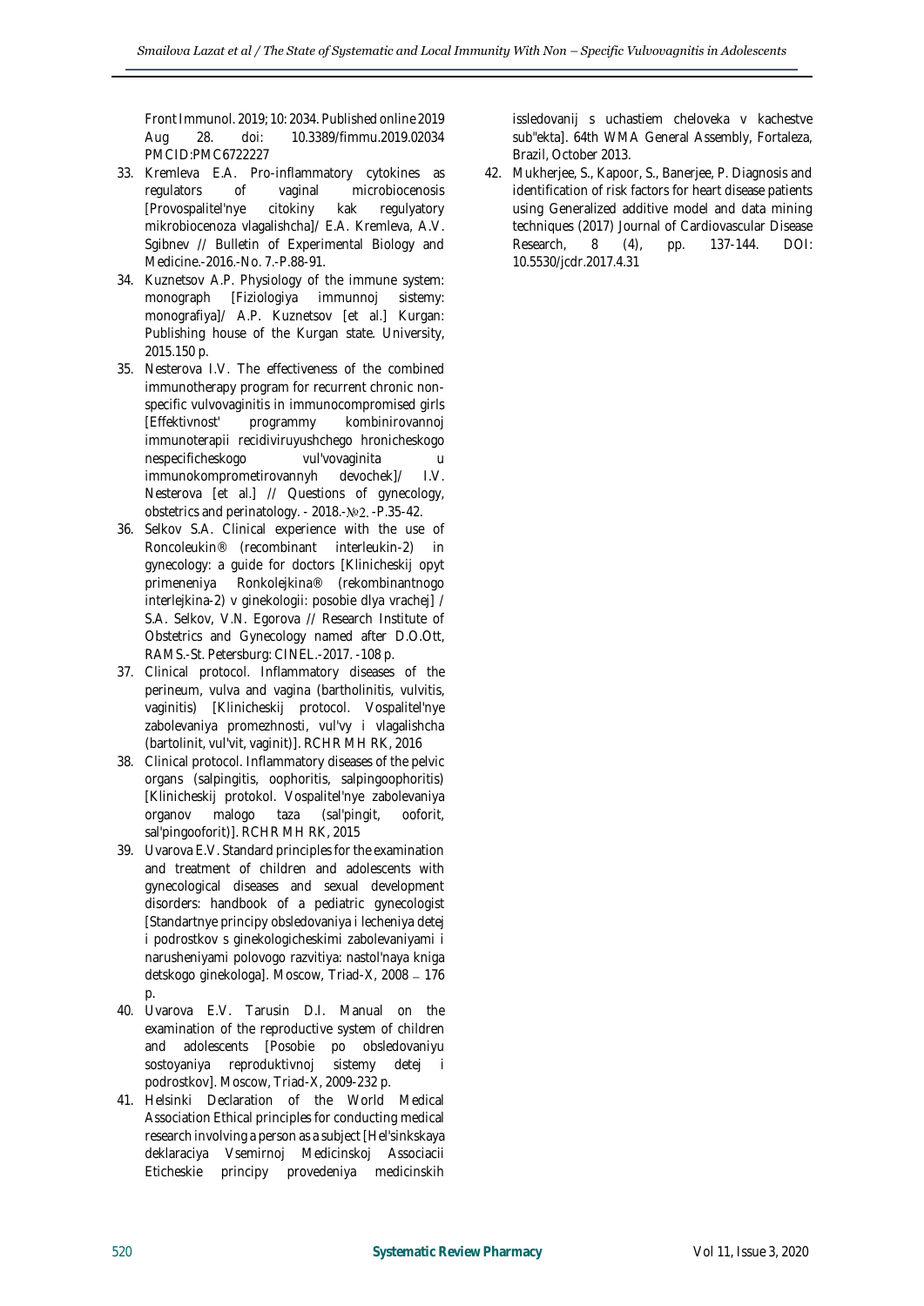Front Immunol. 2019; 10: 2034. Published online 2019 Aug 28. doi: 10.3389/fimmu.2019.02034 PMCID:PMC6722227

33. Kremleva E.A. Pro-inflammatory cytokines as regulators of vaginal microbiocenosis [Provospalitel'nye citokiny kak regulyatory mikrobiocenoza vlagalishcha]/ E.A. Kremleva, A.V. Sgibnev // Bulletin of Experimental Biology and Medicine.-2016.-No. 7.-P.88-91.
34. Kuznetsov A.P. Physiology of the immune system: monograph [Fiziologiya immunnoj sistemy: monografiya]/ A.P. Kuznetsov [et al.] Kurgan: Publishing house of the Kurgan state. University, 2015.150 p.
35. Nesterova I.V. The effectiveness of the combined immunotherapy program for recurrent chronic non-specific vulvovaginitis in immunocompromised girls [Effektivnost' programmy kombinirovannoj immunoterapii recidiviruyushchego hronicheskogo nespecificheskogo vul'vovaginita u immunokomprometirovannyh devochek]/ I.V. Nesterova [et al.] // Questions of gynecology, obstetrics and perinatology. - 2018.-№2. -P.35-42.
36. Selkov S.A. Clinical experience with the use of Roncoleukin® (recombinant interleukin-2) in gynecology: a guide for doctors [Klinicheskij opyt primeneniya Ronkolejkina® (rekombinantnogo interlejkina-2) v ginekologii: posobie dlya vrachej] / S.A. Selkov, V.N. Egorova // Research Institute of Obstetrics and Gynecology named after D.O.Ott, RAMS.-St. Petersburg: CINEL.-2017. -108 p.
37. Clinical protocol. Inflammatory diseases of the perineum, vulva and vagina (bartholinitis, vulvitis, vaginitis) [Klinicheskij protocol. Vospalitel'nye zabolevaniya promezhnosti, vul'vy i vlagalishcha (bartolinit, vul'vit, vaginit)]. RCHR MH RK, 2016
38. Clinical protocol. Inflammatory diseases of the pelvic organs (salpingitis, oophoritis, salpingoophoritis) [Klinicheskij protokol. Vospalitel'nye zabolevaniya organov malogo taza (sal'pingit, ooforit, sal'pingooforit)]. RCHR MH RK, 2015
39. Uvarova E.V. Standard principles for the examination and treatment of children and adolescents with gynecological diseases and sexual development disorders: handbook of a pediatric gynecologist [Standartnye principy obsledovaniya i lecheniya detej i podrostkov s ginekologicheskimi zabolevaniyami i narusheniyami polovogo razvitiya: nastol'naya kniga detskogo ginekologa]. Moscow, Triad-X, 2008 – 176 p.
40. Uvarova E.V. Tarusin D.I. Manual on the examination of the reproductive system of children and adolescents [Posobie po obsledovaniyu sostoyaniya reproduktivnoj sistemy detej i podrostkov]. Moscow, Triad-X, 2009-232 p.
41. Helsinki Declaration of the World Medical Association Ethical principles for conducting medical research involving a person as a subject [Hel'sinkskaya deklaraciya Vsemirnoj Medicinskoj Associacii Eticheskie principy provedeniya medicinskih issledovanij s uchastiem cheloveka v kachestve sub"ekta]. 64th WMA General Assembly, Fortaleza, Brazil, October 2013.
42. Mukherjee, S., Kapoor, S., Banerjee, P. Diagnosis and identification of risk factors for heart disease patients using Generalized additive model and data mining techniques (2017) Journal of Cardiovascular Disease Research, 8 (4), pp. 137-144. DOI: 10.5530/jcdr.2017.4.31